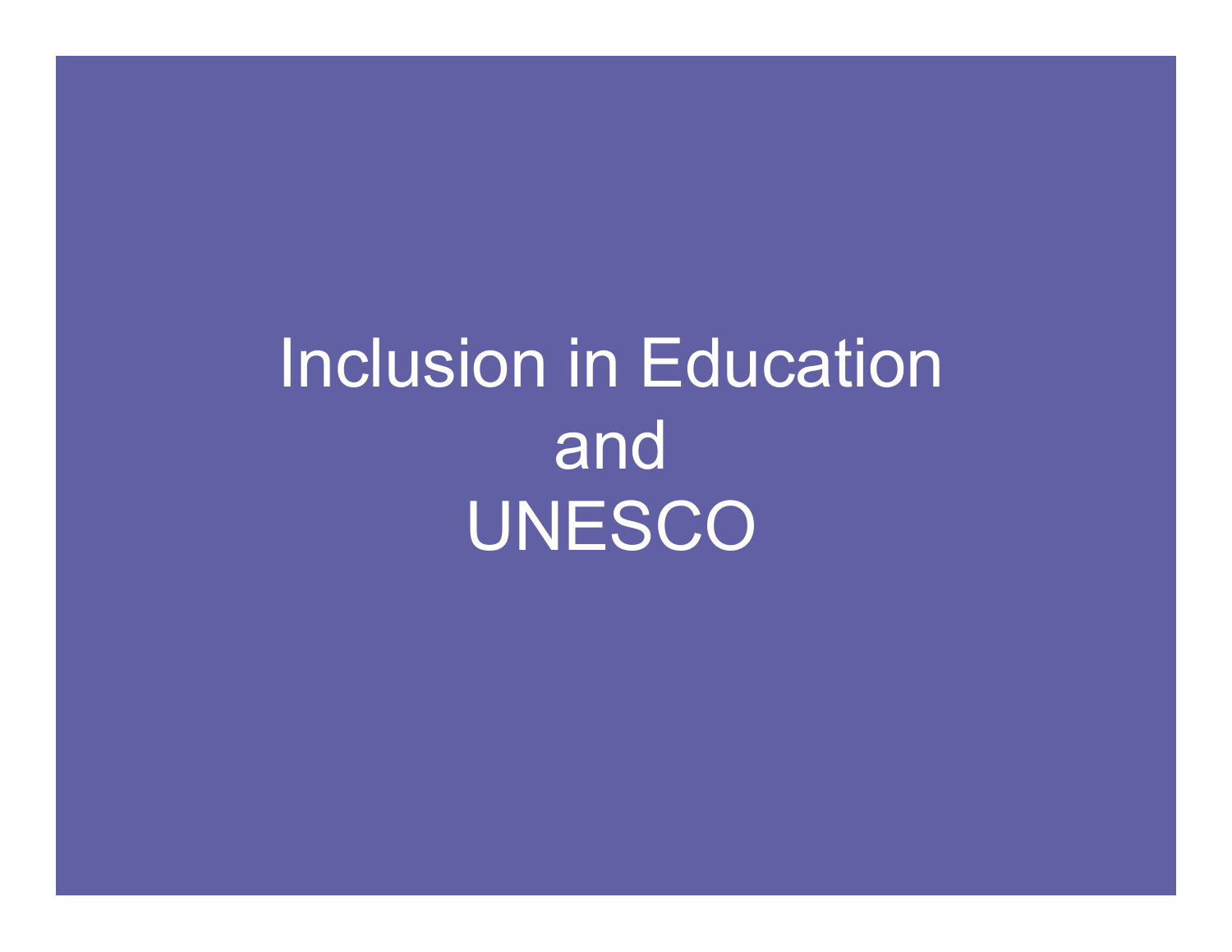# Inclusion in Education and UNESCO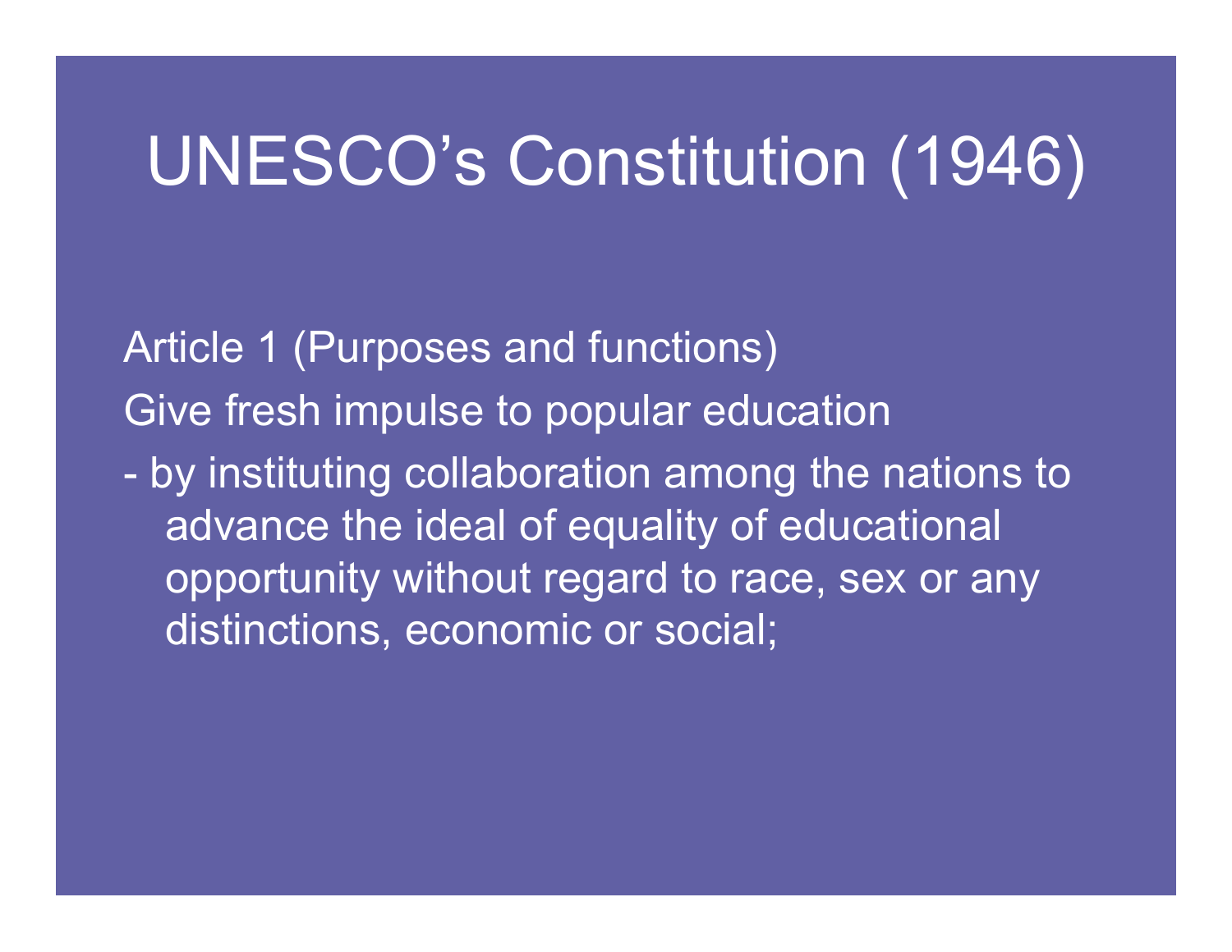# UNESCO's Constitution (1946)

Article 1 (Purposes and functions)

Give fresh impulse to popular education

- by instituting collaboration among the nations to advance the ideal of equality of educational opportunity without regard to race, sex or any distinctions, economic or social;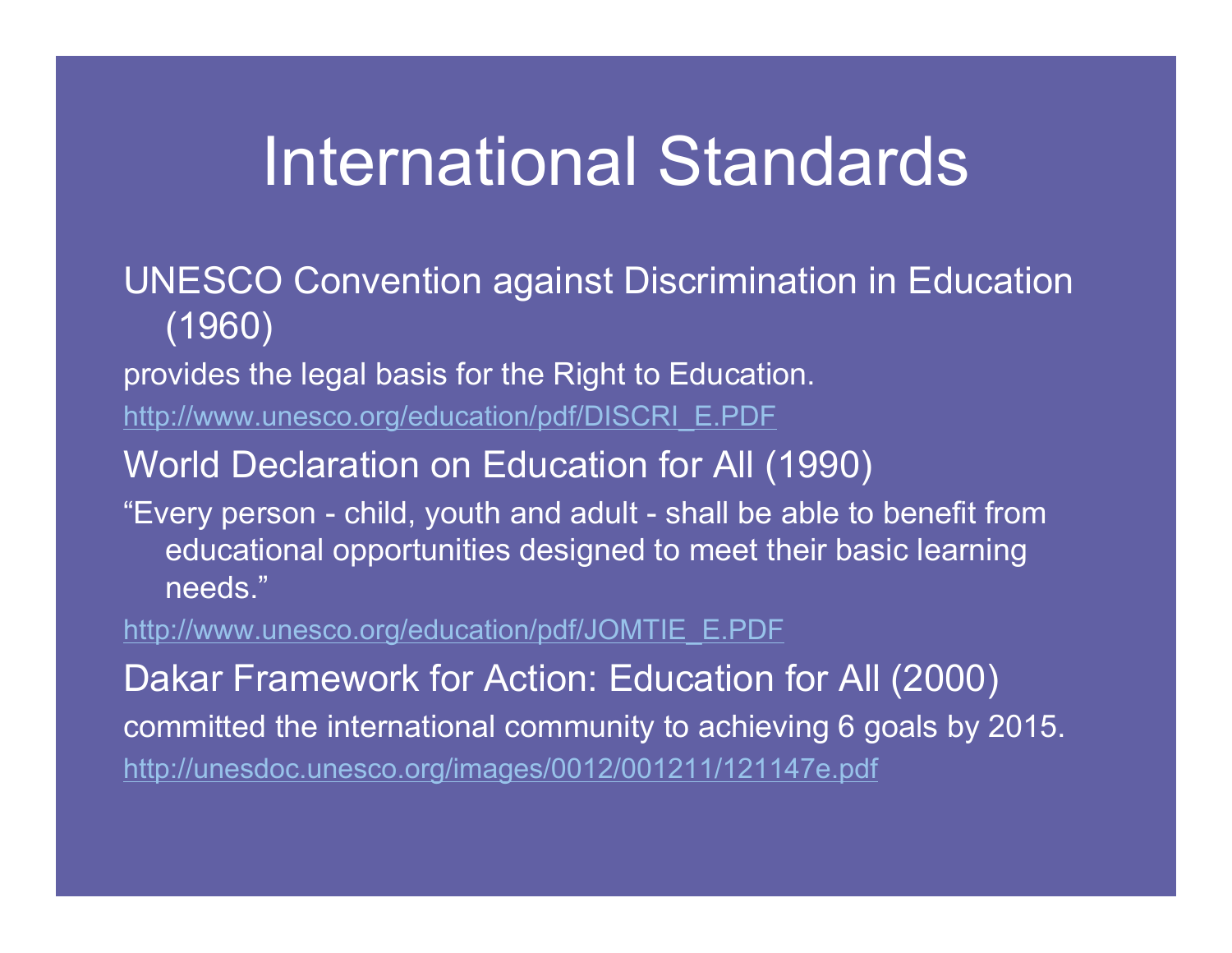# International Standards

UNESCO Convention against Discrimination in Education (1960)

provides the legal basis for the Right to Education.

http://www.unesco.org/education/pdf/DISCRI_E.PDF

World Declaration on Education for All (1990)

"Every person - child, youth and adult - shall be able to benefit from educational opportunities designed to meet their basic learning needs."

http://www.unesco.org/education/pdf/JOMTIE_E.PDF

Dakar Framework for Action: Education for All (2000)

committed the international community to achieving 6 goals by 2015.

http://unesdoc.unesco.org/images/0012/001211/121147e.pdf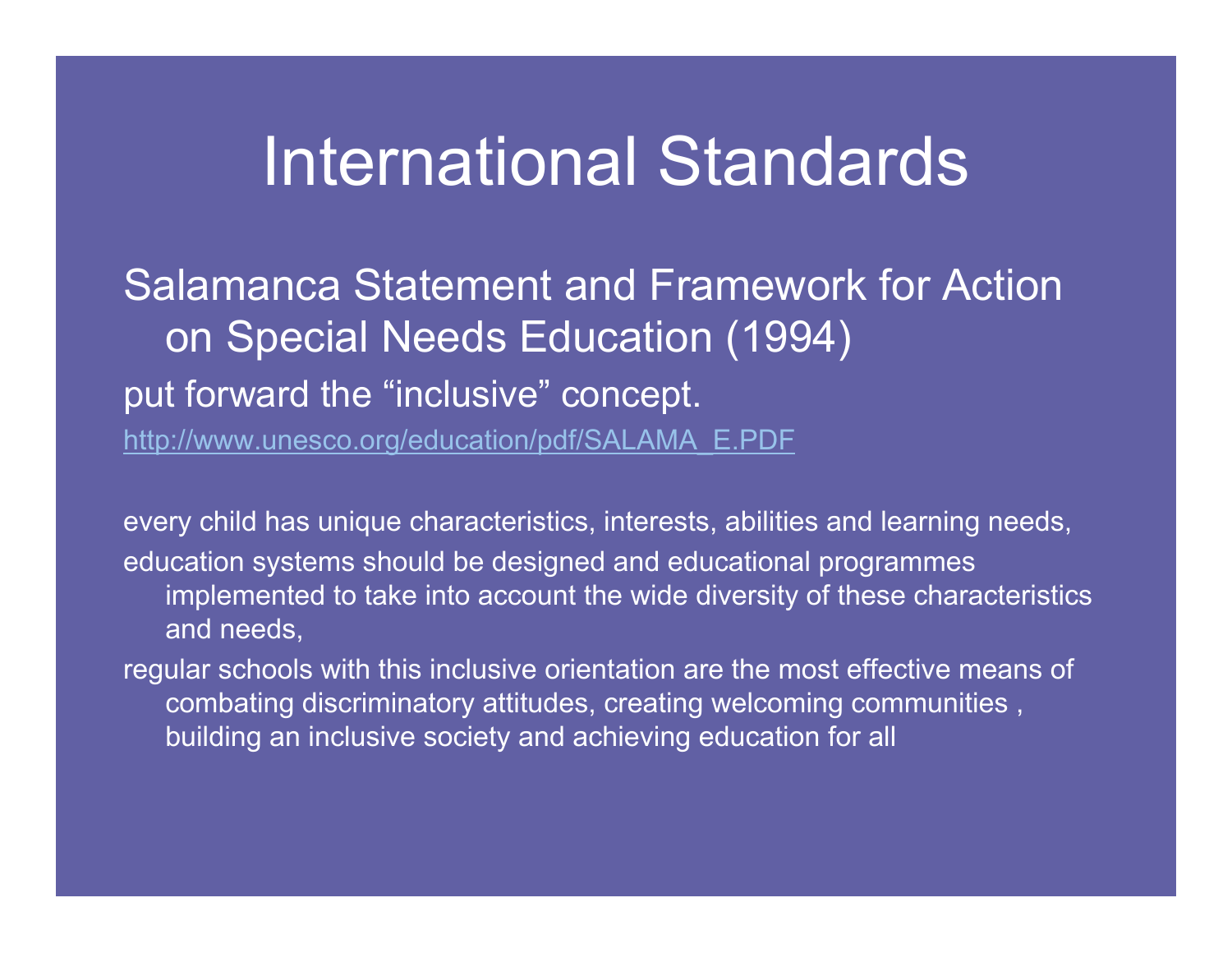# International Standards

Salamanca Statement and Framework for Action on Special Needs Education (1994)

put forward the "inclusive" concept.

http://www.unesco.org/education/pdf/SALAMA_E.PDF

every child has unique characteristics, interests, abilities and learning needs,

education systems should be designed and educational programmes implemented to take into account the wide diversity of these characteristics and needs,

regular schools with this inclusive orientation are the most effective means of combating discriminatory attitudes, creating welcoming communities , building an inclusive society and achieving education for all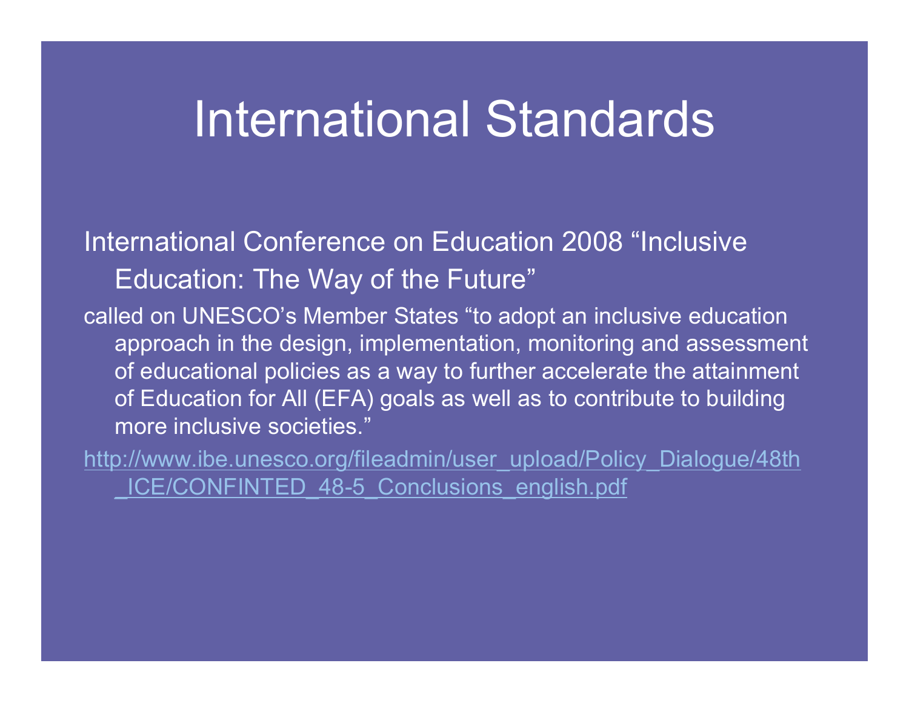# International Standards

International Conference on Education 2008 “Inclusive Education: The Way of the Future”

called on UNESCO’s Member States “to adopt an inclusive education approach in the design, implementation, monitoring and assessment of educational policies as a way to further accelerate the attainment of Education for All (EFA) goals as well as to contribute to building more inclusive societies.”

http://www.ibe.unesco.org/fileadmin/user_upload/Policy_Dialogue/48th_ICE/CONFINTED_48-5_Conclusions_english.pdf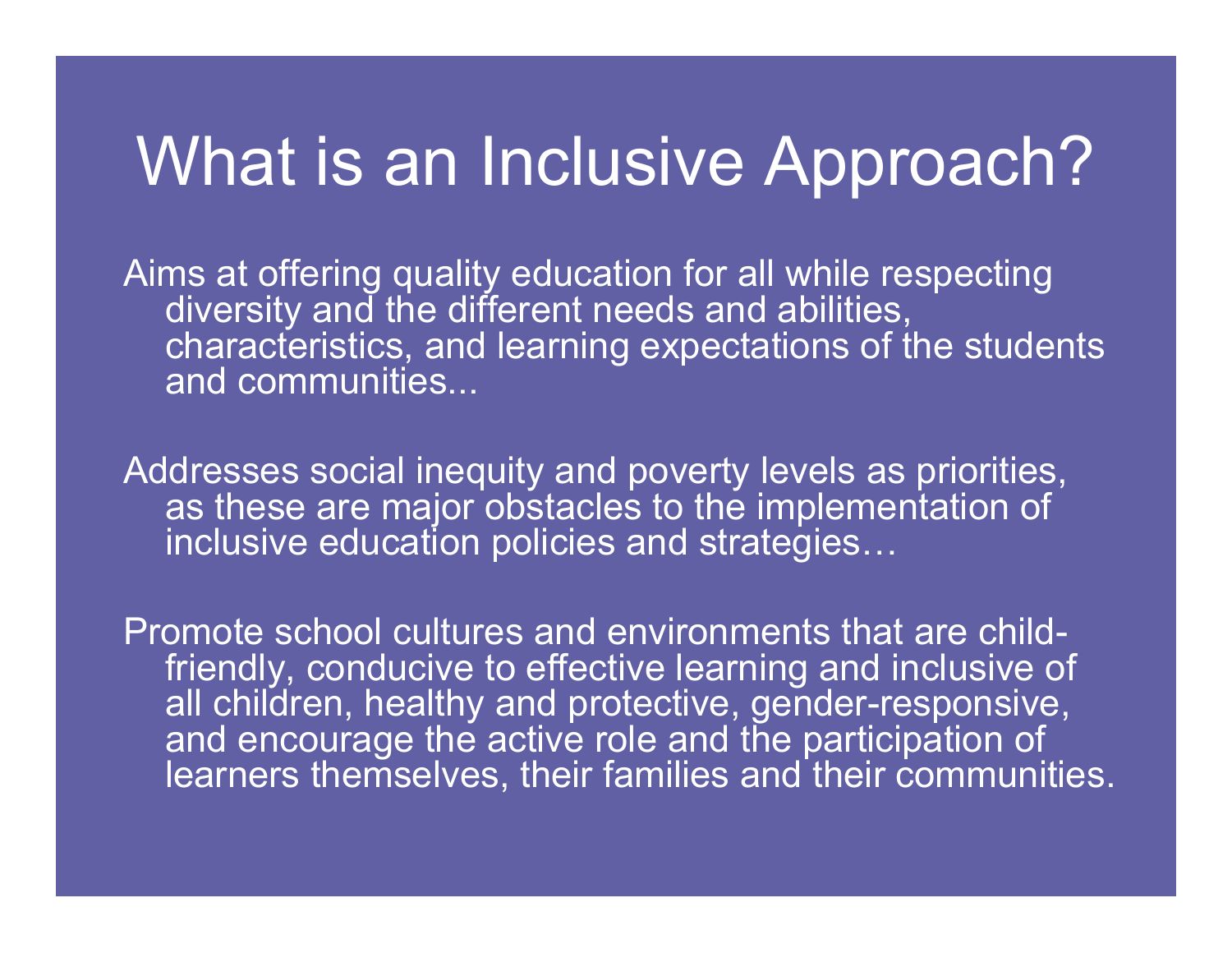# What is an Inclusive Approach?

Aims at offering quality education for all while respecting diversity and the different needs and abilities, characteristics, and learning expectations of the students and communities...

Addresses social inequity and poverty levels as priorities, as these are major obstacles to the implementation of inclusive education policies and strategies…

Promote school cultures and environments that are child-friendly, conducive to effective learning and inclusive of all children, healthy and protective, gender-responsive, and encourage the active role and the participation of learners themselves, their families and their communities.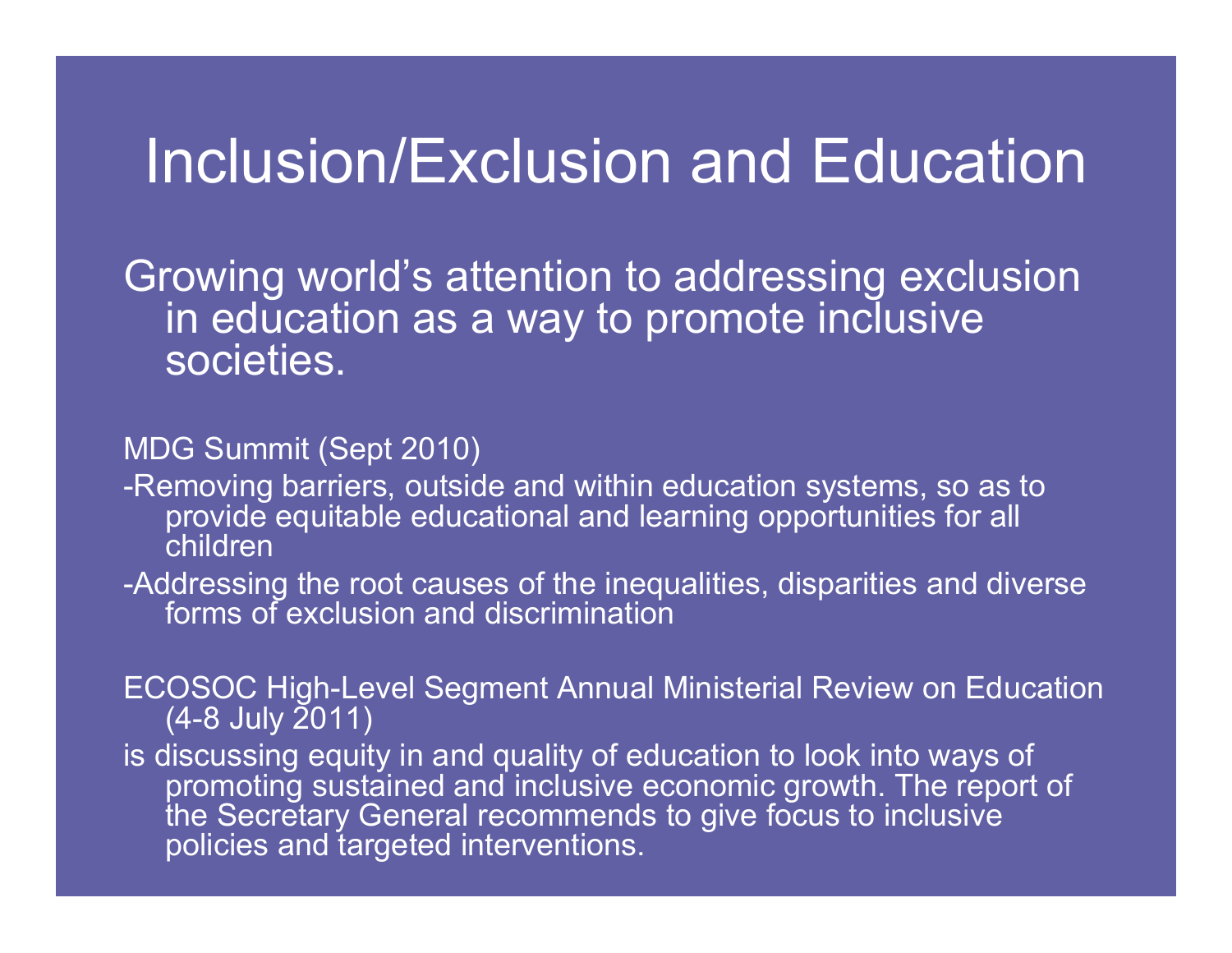# Inclusion/Exclusion and Education

Growing world's attention to addressing exclusion in education as a way to promote inclusive societies.

MDG Summit (Sept 2010)

- Removing barriers, outside and within education systems, so as to provide equitable educational and learning opportunities for all children
- Addressing the root causes of the inequalities, disparities and diverse forms of exclusion and discrimination

ECOSOC High-Level Segment Annual Ministerial Review on Education (4-8 July 2011)

is discussing equity in and quality of education to look into ways of promoting sustained and inclusive economic growth. The report of the Secretary General recommends to give focus to inclusive policies and targeted interventions.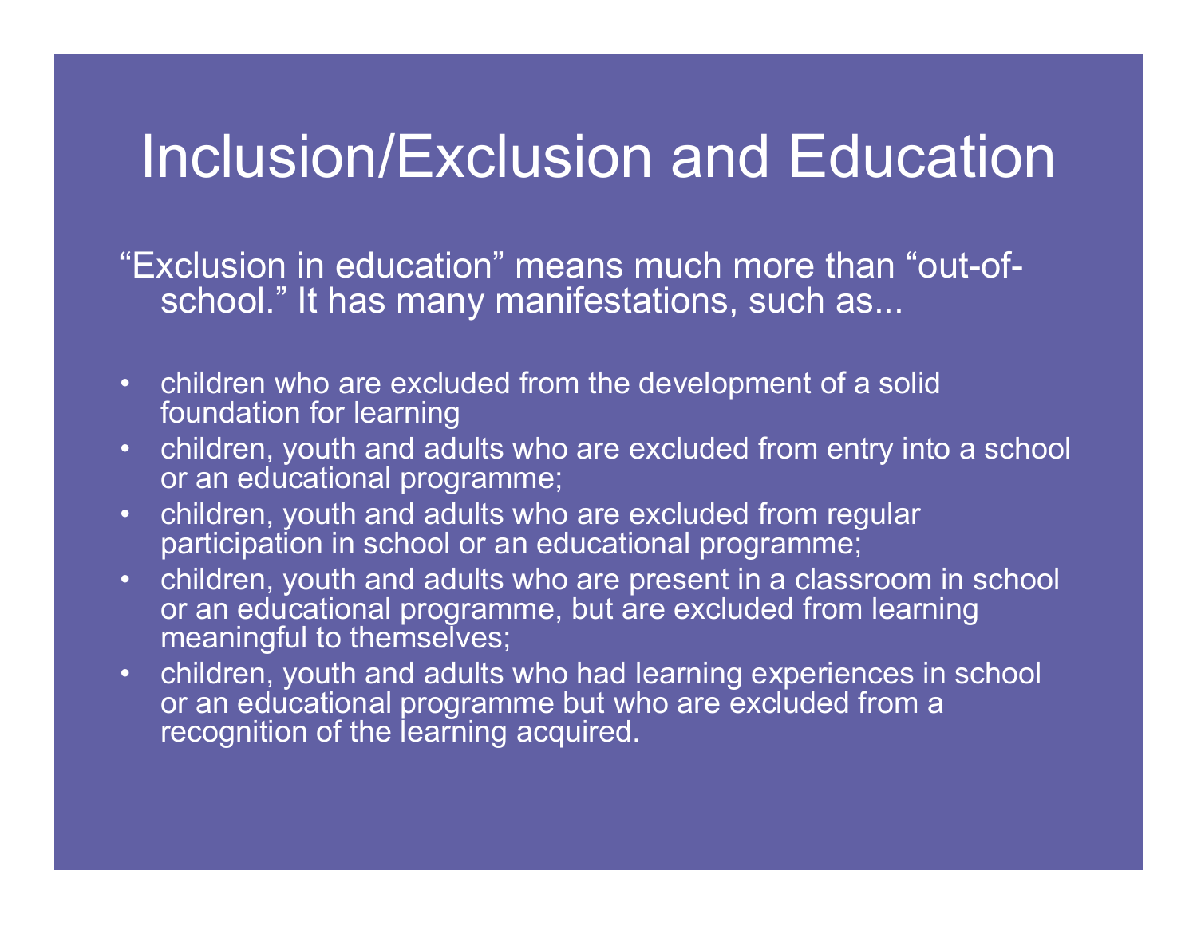# Inclusion/Exclusion and Education

"Exclusion in education" means much more than "out-of-school." It has many manifestations, such as...

- children who are excluded from the development of a solid foundation for learning
- children, youth and adults who are excluded from entry into a school or an educational programme;
- children, youth and adults who are excluded from regular participation in school or an educational programme;
- children, youth and adults who are present in a classroom in school or an educational programme, but are excluded from learning meaningful to themselves;
- children, youth and adults who had learning experiences in school or an educational programme but who are excluded from a recognition of the learning acquired.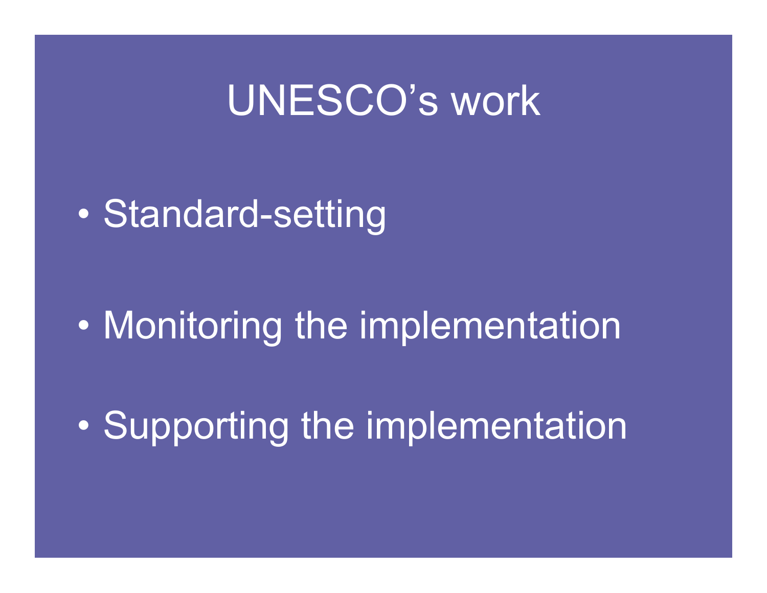# UNESCO's work

- Standard-setting
- Monitoring the implementation
- Supporting the implementation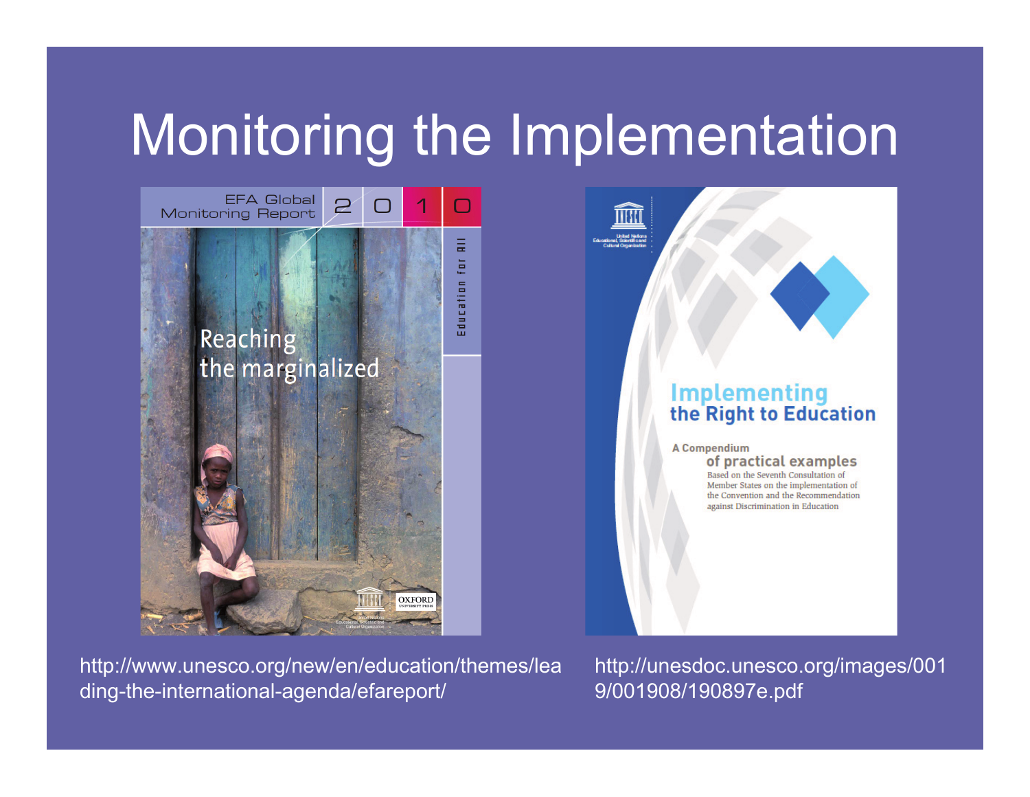# Monitoring the Implementation

EFA Global Monitoring Report 2010

Education for All

Reaching the marginalized

Implementing the Right to Education

A Compendium of practical examples

Based on the Seventh Consultation of Member States on the implementation of the Convention and the Recommendation against Discrimination in Education

http://www.unesco.org/new/en/education/themes/leading-the-international-agenda/efareport/

http://unesdoc.unesco.org/images/0019/001908/190897e.pdf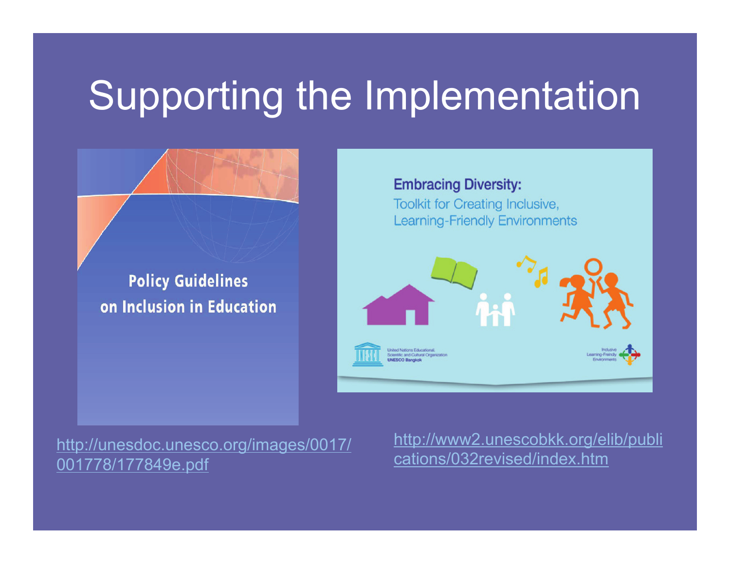# Supporting the Implementation

Policy Guidelines on Inclusion in Education

Embracing Diversity: Toolkit for Creating Inclusive, Learning-Friendly Environments

http://unesdoc.unesco.org/images/0017/001778/177849e.pdf

http://www2.unescobkk.org/elib/publications/032revised/index.htm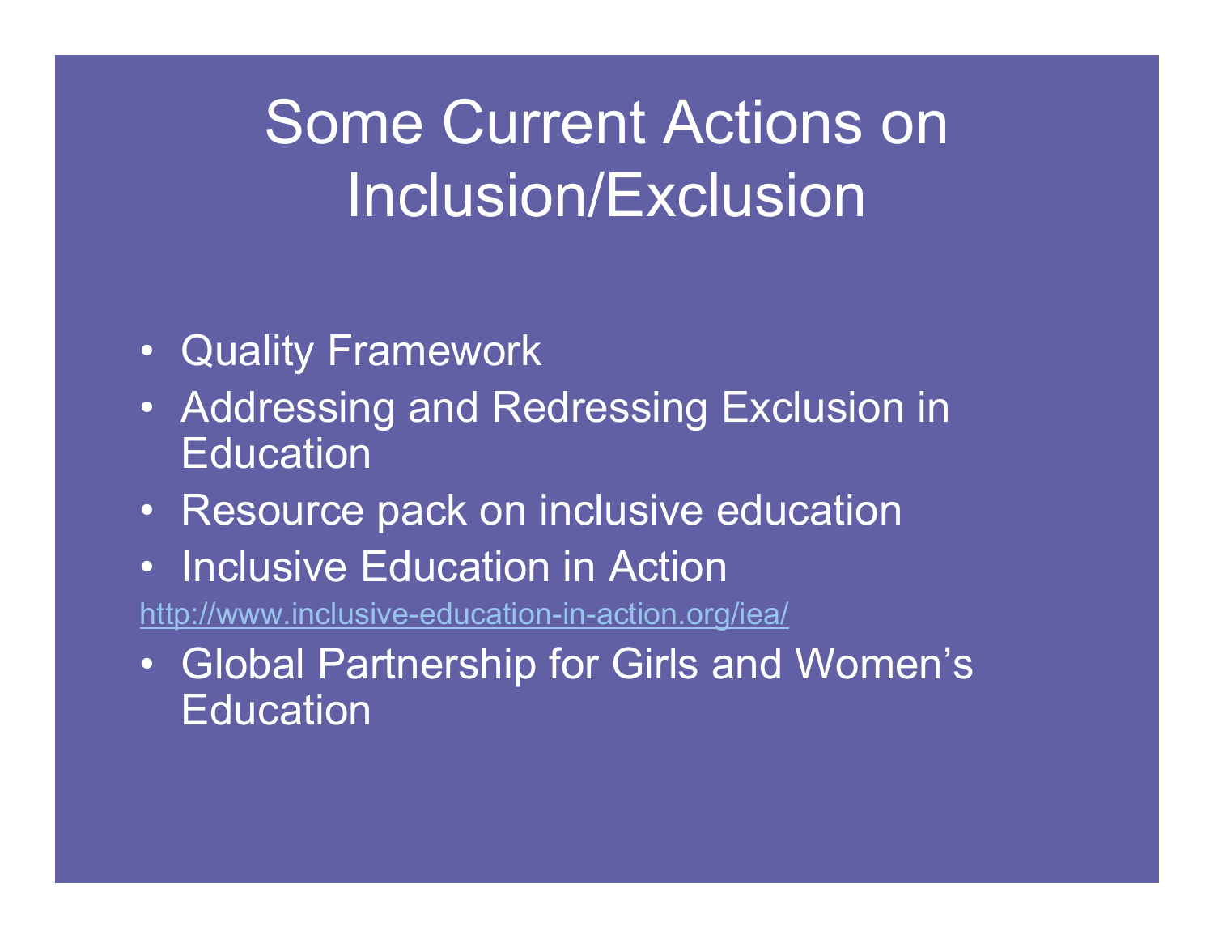# Some Current Actions on Inclusion/Exclusion

- Quality Framework
- Addressing and Redressing Exclusion in Education
- Resource pack on inclusive education
- Inclusive Education in Action

http://www.inclusive-education-in-action.org/iea/

- Global Partnership for Girls and Women's Education